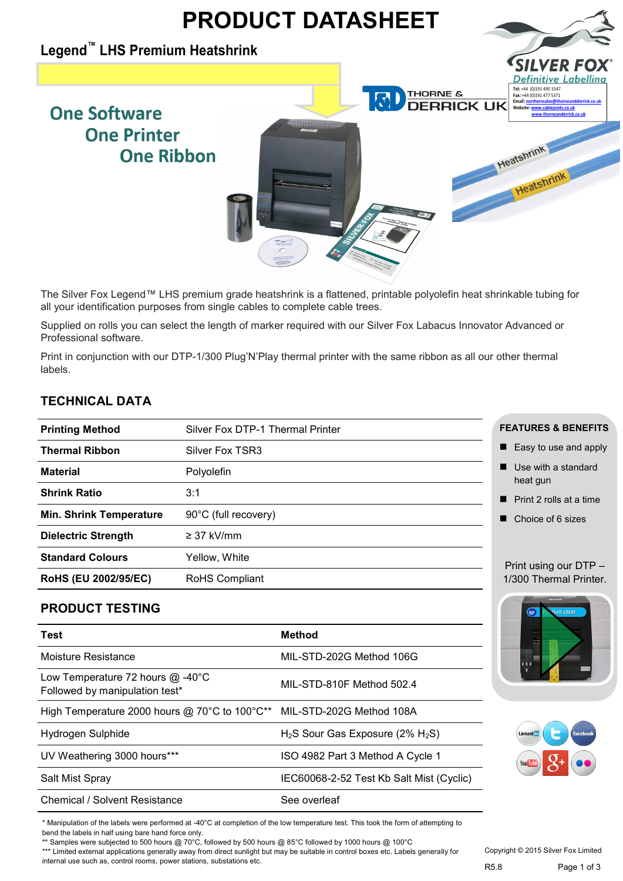# PRODUCT DATASHEET

## Legend™ LHS Premium Heatshrink

One Software
One Printer
One Ribbon

THORNE & DERRICK UK

SILVER FOX®
Definitive Labelling

Tel: +44 (0)191 490 1547
Fax: +44 (0)191 477 5371
Email: northernsales@thorneandderrick.co.uk
Website: www.cablejoints.co.uk
www.thorneanderrick.co.uk

The Silver Fox Legend™ LHS premium grade heatshrink is a flattened, printable polyolefin heat shrinkable tubing for all your identification purposes from single cables to complete cable trees.

Supplied on rolls you can select the length of marker required with our Silver Fox Labacus Innovator Advanced or Professional software.

Print in conjunction with our DTP-1/300 Plug'N'Play thermal printer with the same ribbon as all our other thermal labels.

## TECHNICAL DATA

| | |
|---|---|
| **Printing Method** | Silver Fox DTP-1 Thermal Printer |
| **Thermal Ribbon** | Silver Fox TSR3 |
| **Material** | Polyolefin |
| **Shrink Ratio** | 3:1 |
| **Min. Shrink Temperature** | 90°C (full recovery) |
| **Dielectric Strength** | ≥ 37 kV/mm |
| **Standard Colours** | Yellow, White |
| **RoHS (EU 2002/95/EC)** | RoHS Compliant |

### FEATURES & BENEFITS

- Easy to use and apply
- Use with a standard heat gun
- Print 2 rolls at a time
- Choice of 6 sizes

Print using our DTP – 1/300 Thermal Printer.

## PRODUCT TESTING

| Test | Method |
|---|---|
| Moisture Resistance | MIL-STD-202G Method 106G |
| Low Temperature 72 hours @ -40°C Followed by manipulation test* | MIL-STD-810F Method 502.4 |
| High Temperature 2000 hours @ 70°C to 100°C** | MIL-STD-202G Method 108A |
| Hydrogen Sulphide | $H_2S$ Sour Gas Exposure (2% $H_2S$) |
| UV Weathering 3000 hours*** | ISO 4982 Part 3 Method A Cycle 1 |
| Salt Mist Spray | IEC60068-2-52 Test Kb Salt Mist (Cyclic) |
| Chemical / Solvent Resistance | See overleaf |

\* Manipulation of the labels were performed at -40°C at completion of the low temperature test. This took the form of attempting to bend the labels in half using bare hand force only.
** Samples were subjected to 500 hours @ 70°C, followed by 500 hours @ 85°C followed by 1000 hours @ 100°C
*** Limited external applications generally away from direct sunlight but may be suitable in control boxes etc. Labels generally for internal use such as, control rooms, power stations, substations etc.

Copyright © 2015 Silver Fox Limited

R5.8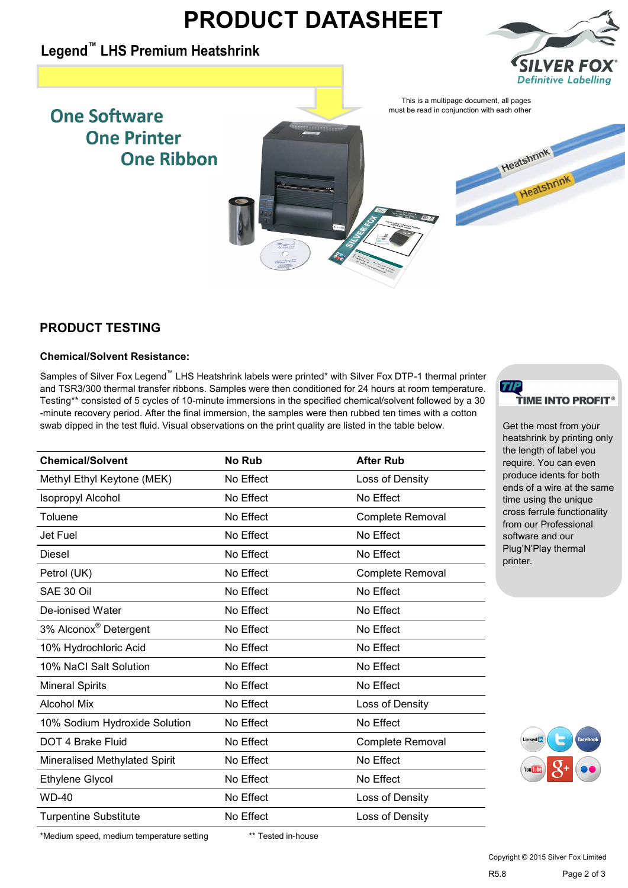# PRODUCT DATASHEET

## Legend™ LHS Premium Heatshrink

This is a multipage document, all pages must be read in conjunction with each other

One Software
One Printer
One Ribbon

## PRODUCT TESTING

### Chemical/Solvent Resistance:

Samples of Silver Fox Legend™ LHS Heatshrink labels were printed* with Silver Fox DTP-1 thermal printer and TSR3/300 thermal transfer ribbons. Samples were then conditioned for 24 hours at room temperature. Testing** consisted of 5 cycles of 10-minute immersions in the specified chemical/solvent followed by a 30 -minute recovery period. After the final immersion, the samples were then rubbed ten times with a cotton swab dipped in the test fluid. Visual observations on the print quality are listed in the table below.

| Chemical/Solvent | No Rub | After Rub |
|---|---|---|
| Methyl Ethyl Keytone (MEK) | No Effect | Loss of Density |
| Isopropyl Alcohol | No Effect | No Effect |
| Toluene | No Effect | Complete Removal |
| Jet Fuel | No Effect | No Effect |
| Diesel | No Effect | No Effect |
| Petrol (UK) | No Effect | Complete Removal |
| SAE 30 Oil | No Effect | No Effect |
| De-ionised Water | No Effect | No Effect |
| 3% Alconox® Detergent | No Effect | No Effect |
| 10% Hydrochloric Acid | No Effect | No Effect |
| 10% NaCl Salt Solution | No Effect | No Effect |
| Mineral Spirits | No Effect | No Effect |
| Alcohol Mix | No Effect | Loss of Density |
| 10% Sodium Hydroxide Solution | No Effect | No Effect |
| DOT 4 Brake Fluid | No Effect | Complete Removal |
| Mineralised Methylated Spirit | No Effect | No Effect |
| Ethylene Glycol | No Effect | No Effect |
| WD-40 | No Effect | Loss of Density |
| Turpentine Substitute | No Effect | Loss of Density |

*Medium speed, medium temperature setting ** Tested in-house

**TIP — TIME INTO PROFIT®**

Get the most from your heatshrink by printing only the length of label you require. You can even produce idents for both ends of a wire at the same time using the unique cross ferrule functionality from our Professional software and our Plug'N'Play thermal printer.

Copyright © 2015 Silver Fox Limited

R5.8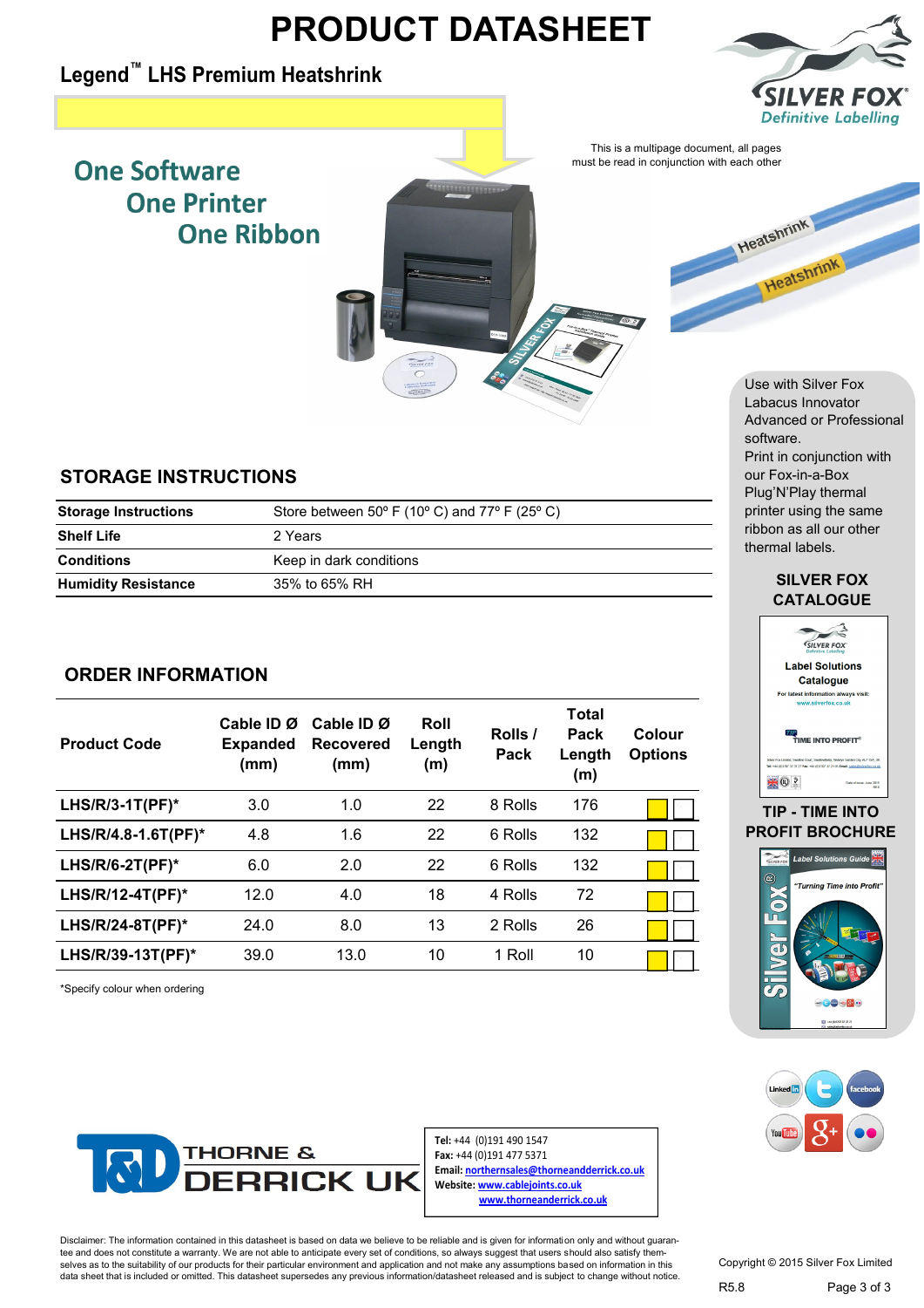# PRODUCT DATASHEET

## Legend™ LHS Premium Heatshrink

This is a multipage document, all pages must be read in conjunction with each other

**One Software**
**One Printer**
**One Ribbon**

## STORAGE INSTRUCTIONS

| | |
|---|---|
| **Storage Instructions** | Store between 50º F (10º C) and 77º F (25º C) |
| **Shelf Life** | 2 Years |
| **Conditions** | Keep in dark conditions |
| **Humidity Resistance** | 35% to 65% RH |

## ORDER INFORMATION

| Product Code | Cable ID Ø Expanded (mm) | Cable ID Ø Recovered (mm) | Roll Length (m) | Rolls / Pack | Total Pack Length (m) | Colour Options |
|---|---|---|---|---|---|---|
| **LHS/R/3-1T(PF)*** | 3.0 | 1.0 | 22 | 8 Rolls | 176 | |
| **LHS/R/4.8-1.6T(PF)*** | 4.8 | 1.6 | 22 | 6 Rolls | 132 | |
| **LHS/R/6-2T(PF)*** | 6.0 | 2.0 | 22 | 6 Rolls | 132 | |
| **LHS/R/12-4T(PF)*** | 12.0 | 4.0 | 18 | 4 Rolls | 72 | |
| **LHS/R/24-8T(PF)*** | 24.0 | 8.0 | 13 | 2 Rolls | 26 | |
| **LHS/R/39-13T(PF)*** | 39.0 | 13.0 | 10 | 1 Roll | 10 | |

*Specify colour when ordering

Use with Silver Fox Labacus Innovator Advanced or Professional software.
Print in conjunction with our Fox-in-a-Box Plug'N'Play thermal printer using the same ribbon as all our other thermal labels.

**SILVER FOX CATALOGUE**

**TIP - TIME INTO PROFIT BROCHURE**

**Tel:** +44 (0)191 490 1547
**Fax:** +44 (0)191 477 5371
**Email:** northernsales@thorneandderrick.co.uk
**Website:** www.cablejoints.co.uk
www.thorneandderrick.co.uk

Disclaimer: The information contained in this datasheet is based on data we believe to be reliable and is given for information only and without guarantee and does not constitute a warranty. We are not able to anticipate every set of conditions, so always suggest that users should also satisfy themselves as to the suitability of our products for their particular environment and application and not make any assumptions based on information in this data sheet that is included or omitted. This datasheet supersedes any previous information/datasheet released and is subject to change without notice.

Copyright © 2015 Silver Fox Limited

R5.8